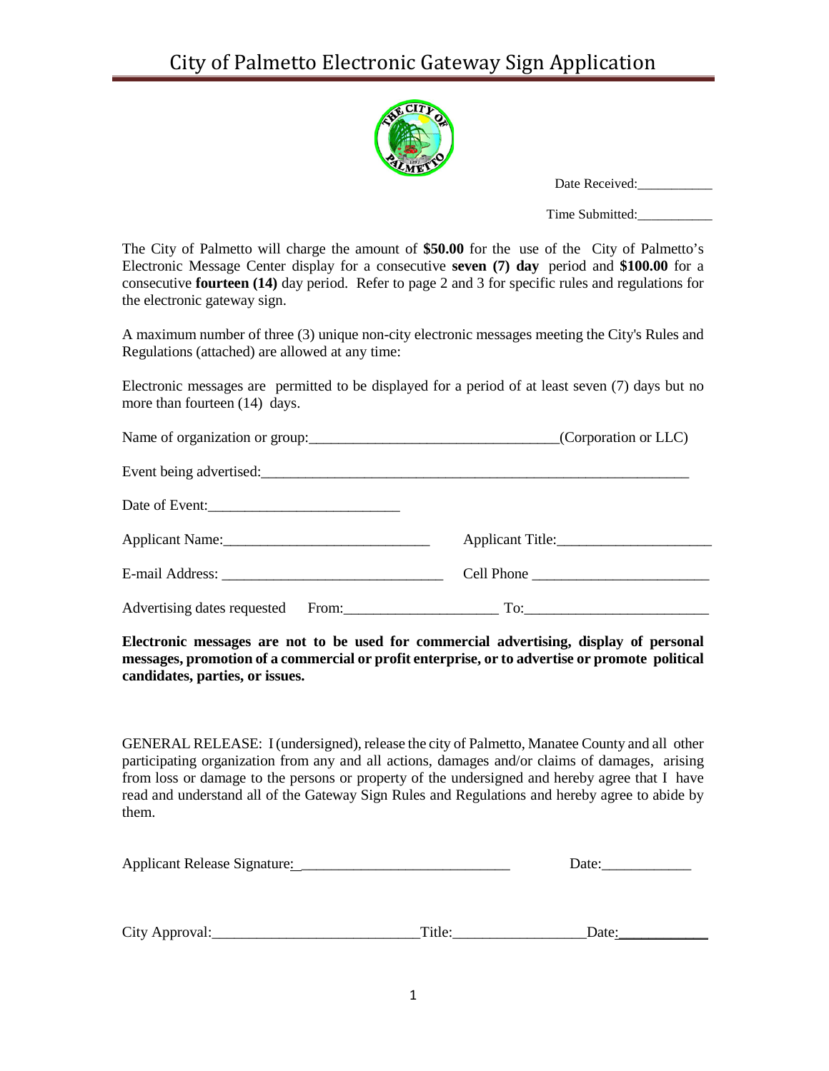# City of Palmetto Electronic Gateway Sign Application

Date Received:___________

Time Submitted:___________

The City of Palmetto will charge the amount of **$50.00** for the use of the City of Palmetto's Electronic Message Center display for a consecutive **seven (7) day** period and **$100.00** for a consecutive **fourteen (14)** day period. Refer to page 2 and 3 for specific rules and regulations for the electronic gateway sign.

A maximum number of three (3) unique non-city electronic messages meeting the City's Rules and Regulations (attached) are allowed at any time:

Electronic messages are permitted to be displayed for a period of at least seven (7) days but no more than fourteen (14) days.

Name of organization or group:_________________________________(Corporation or LLC)

Event being advertised:___________________________________________________________

Date of Event:__________________________

Applicant Name:____________________________ Applicant Title:_____________________

E-mail Address: ______________________________ Cell Phone ________________________

Advertising dates requested From:____________________ To:________________________

**Electronic messages are not to be used for commercial advertising, display of personal messages, promotion of a commercial or profit enterprise, or to advertise or promote political candidates, parties, or issues.**

GENERAL RELEASE: I (undersigned), release the city of Palmetto, Manatee County and all other participating organization from any and all actions, damages and/or claims of damages, arising from loss or damage to the persons or property of the undersigned and hereby agree that I have read and understand all of the Gateway Sign Rules and Regulations and hereby agree to abide by them.

Applicant Release Signature:_____________________________ Date:____________

City Approval:___________________________Title:_________________Date:____________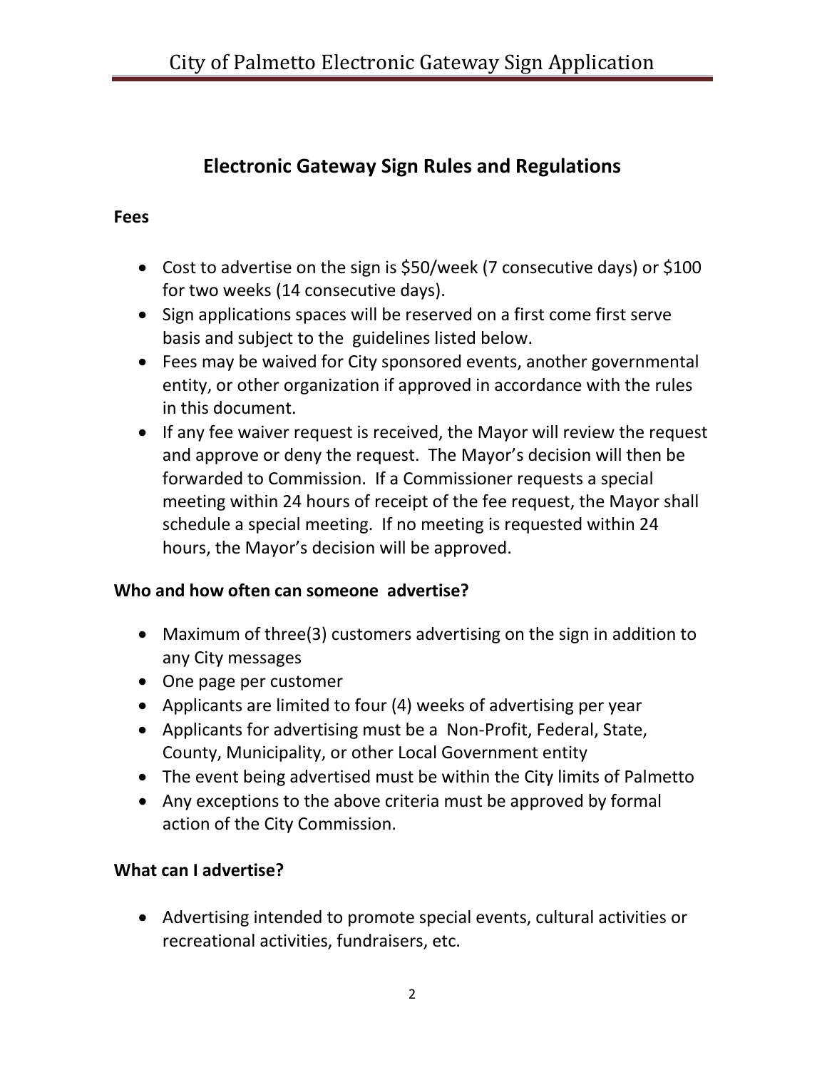## Electronic Gateway Sign Rules and Regulations

**Fees**

- Cost to advertise on the sign is $50/week (7 consecutive days) or $100 for two weeks (14 consecutive days).
- Sign applications spaces will be reserved on a first come first serve basis and subject to the guidelines listed below.
- Fees may be waived for City sponsored events, another governmental entity, or other organization if approved in accordance with the rules in this document.
- If any fee waiver request is received, the Mayor will review the request and approve or deny the request. The Mayor's decision will then be forwarded to Commission. If a Commissioner requests a special meeting within 24 hours of receipt of the fee request, the Mayor shall schedule a special meeting. If no meeting is requested within 24 hours, the Mayor's decision will be approved.

**Who and how often can someone advertise?**

- Maximum of three(3) customers advertising on the sign in addition to any City messages
- One page per customer
- Applicants are limited to four (4) weeks of advertising per year
- Applicants for advertising must be a Non-Profit, Federal, State, County, Municipality, or other Local Government entity
- The event being advertised must be within the City limits of Palmetto
- Any exceptions to the above criteria must be approved by formal action of the City Commission.

**What can I advertise?**

- Advertising intended to promote special events, cultural activities or recreational activities, fundraisers, etc.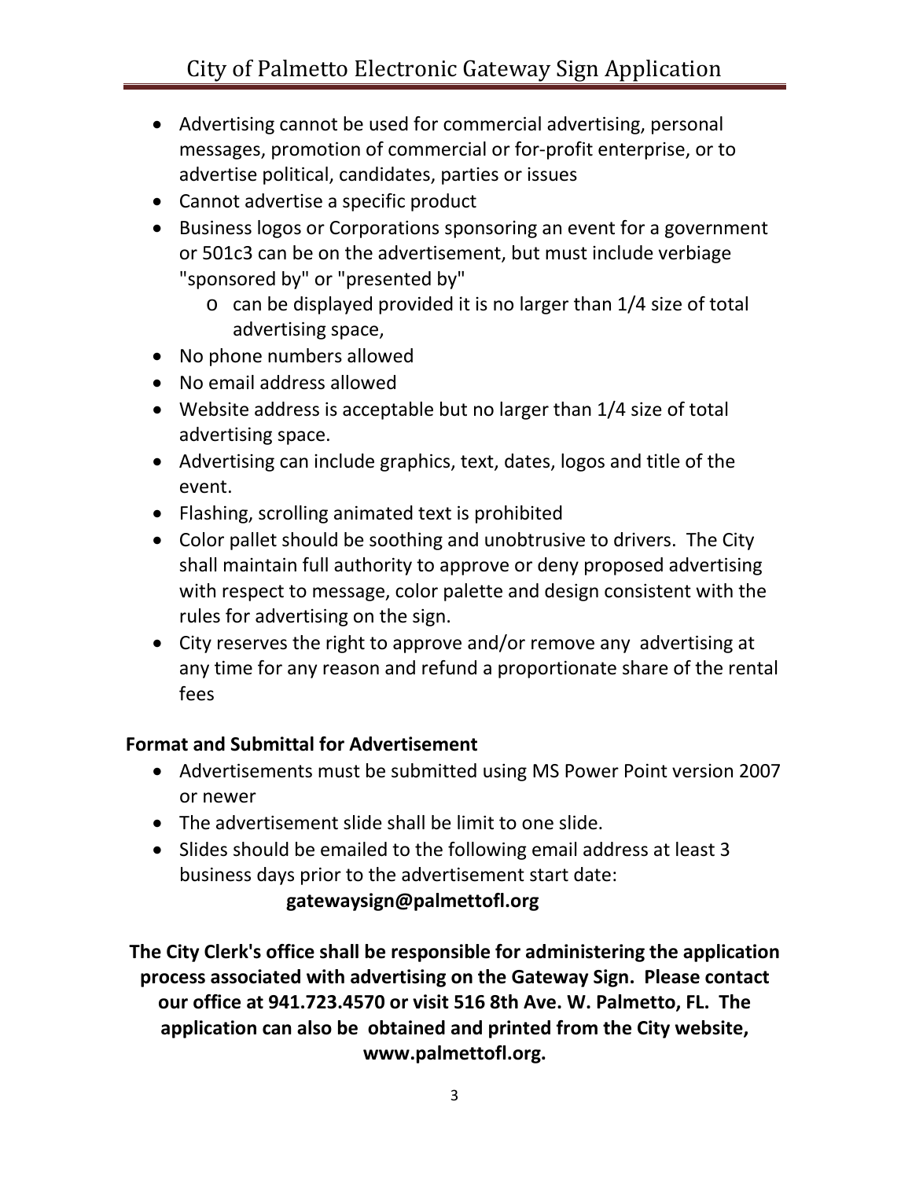- Advertising cannot be used for commercial advertising, personal messages, promotion of commercial or for-profit enterprise, or to advertise political, candidates, parties or issues
- Cannot advertise a specific product
- Business logos or Corporations sponsoring an event for a government or 501c3 can be on the advertisement, but must include verbiage "sponsored by" or "presented by"
  - can be displayed provided it is no larger than 1/4 size of total advertising space,
- No phone numbers allowed
- No email address allowed
- Website address is acceptable but no larger than 1/4 size of total advertising space.
- Advertising can include graphics, text, dates, logos and title of the event.
- Flashing, scrolling animated text is prohibited
- Color pallet should be soothing and unobtrusive to drivers. The City shall maintain full authority to approve or deny proposed advertising with respect to message, color palette and design consistent with the rules for advertising on the sign.
- City reserves the right to approve and/or remove any advertising at any time for any reason and refund a proportionate share of the rental fees

**Format and Submittal for Advertisement**

- Advertisements must be submitted using MS Power Point version 2007 or newer
- The advertisement slide shall be limit to one slide.
- Slides should be emailed to the following email address at least 3 business days prior to the advertisement start date:
  **gatewaysign@palmettofl.org**

**The City Clerk's office shall be responsible for administering the application process associated with advertising on the Gateway Sign. Please contact our office at 941.723.4570 or visit 516 8th Ave. W. Palmetto, FL. The application can also be obtained and printed from the City website, www.palmettofl.org.**